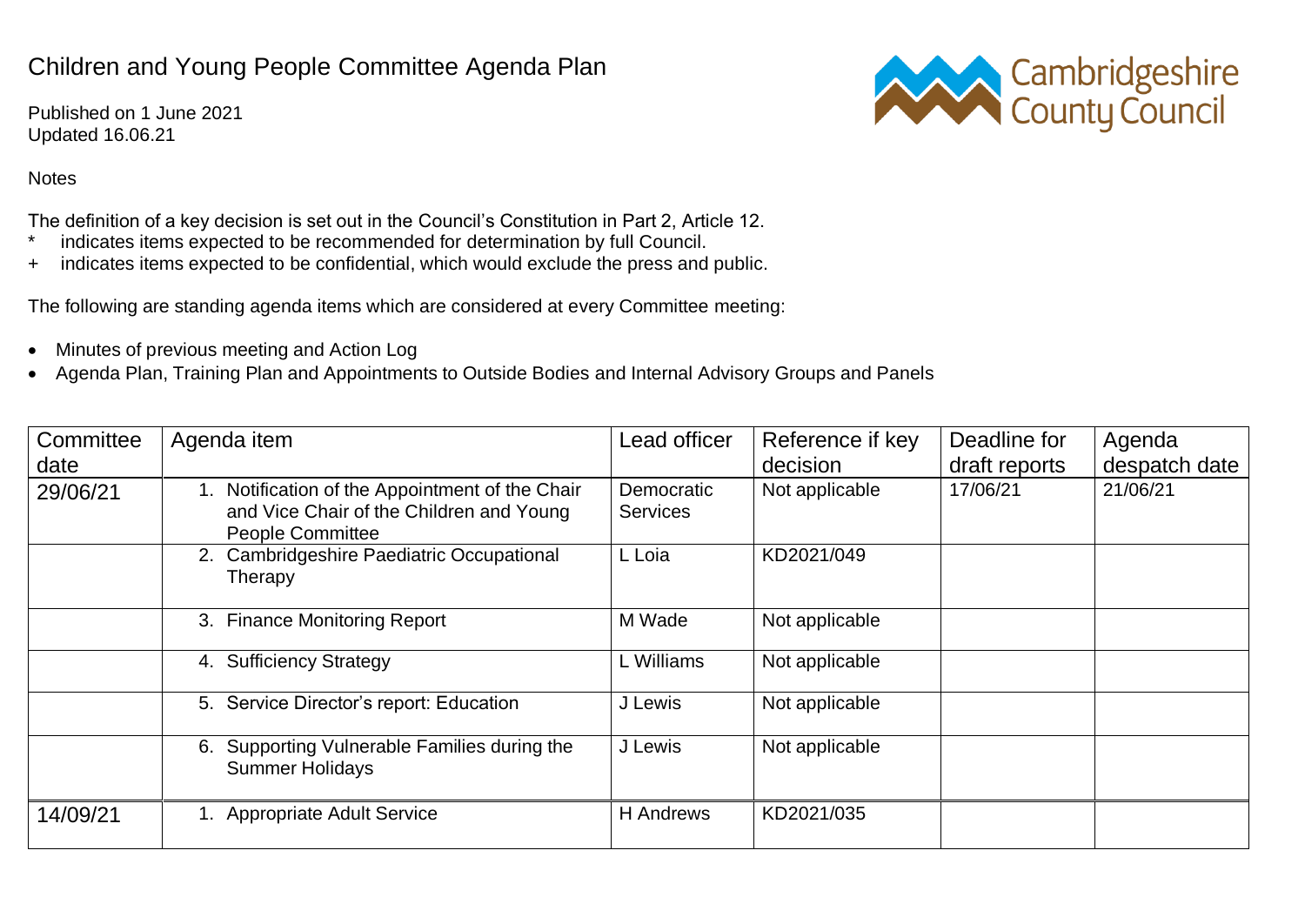# Children and Young People Committee Agenda Plan

Published on 1 June 2021
Updated 16.06.21

Notes

The definition of a key decision is set out in the Council's Constitution in Part 2, Article 12.

- \* indicates items expected to be recommended for determination by full Council.
- \+ indicates items expected to be confidential, which would exclude the press and public.

The following are standing agenda items which are considered at every Committee meeting:

- Minutes of previous meeting and Action Log
- Agenda Plan, Training Plan and Appointments to Outside Bodies and Internal Advisory Groups and Panels

| Committee date | Agenda item | Lead officer | Reference if key decision | Deadline for draft reports | Agenda despatch date |
|---|---|---|---|---|---|
| 29/06/21 | 1. Notification of the Appointment of the Chair and Vice Chair of the Children and Young People Committee | Democratic Services | Not applicable | 17/06/21 | 21/06/21 |
| | 2. Cambridgeshire Paediatric Occupational Therapy | L Loia | KD2021/049 | | |
| | 3. Finance Monitoring Report | M Wade | Not applicable | | |
| | 4. Sufficiency Strategy | L Williams | Not applicable | | |
| | 5. Service Director's report: Education | J Lewis | Not applicable | | |
| | 6. Supporting Vulnerable Families during the Summer Holidays | J Lewis | Not applicable | | |
| 14/09/21 | 1. Appropriate Adult Service | H Andrews | KD2021/035 | | |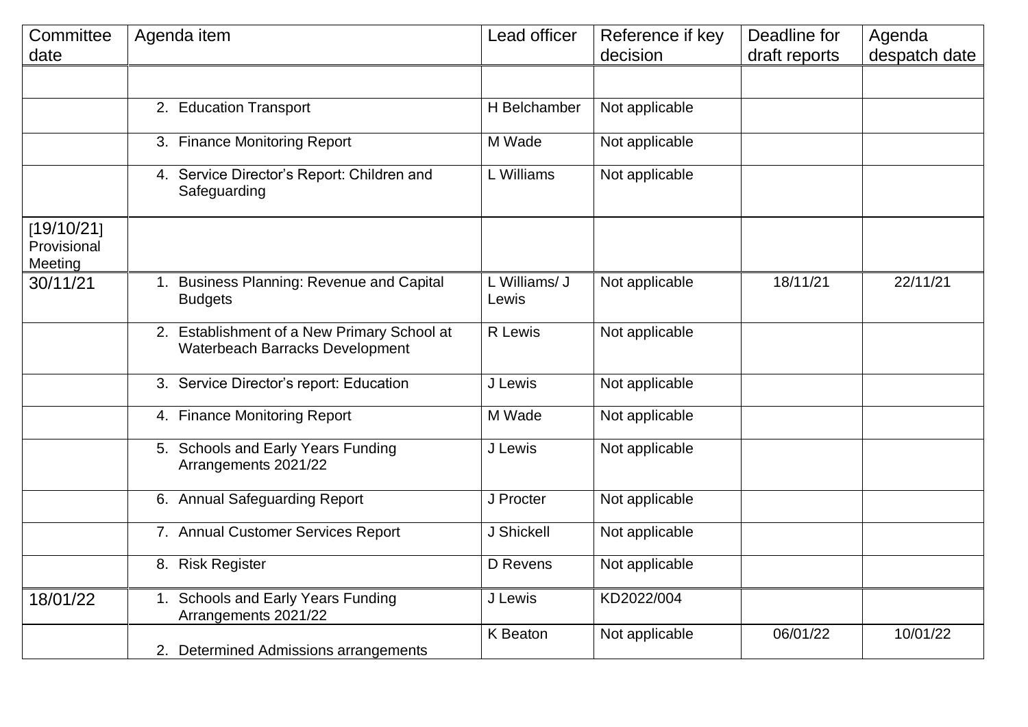| Committee date | Agenda item | Lead officer | Reference if key decision | Deadline for draft reports | Agenda despatch date |
| --- | --- | --- | --- | --- | --- |
| | | | | | |
| | 2. Education Transport | H Belchamber | Not applicable | | |
| | 3. Finance Monitoring Report | M Wade | Not applicable | | |
| | 4. Service Director's Report: Children and Safeguarding | L Williams | Not applicable | | |
| [19/10/21] Provisional Meeting | | | | | |
| 30/11/21 | 1. Business Planning: Revenue and Capital Budgets | L Williams/ J Lewis | Not applicable | 18/11/21 | 22/11/21 |
| | 2. Establishment of a New Primary School at Waterbeach Barracks Development | R Lewis | Not applicable | | |
| | 3. Service Director's report: Education | J Lewis | Not applicable | | |
| | 4. Finance Monitoring Report | M Wade | Not applicable | | |
| | 5. Schools and Early Years Funding Arrangements 2021/22 | J Lewis | Not applicable | | |
| | 6. Annual Safeguarding Report | J Procter | Not applicable | | |
| | 7. Annual Customer Services Report | J Shickell | Not applicable | | |
| | 8. Risk Register | D Revens | Not applicable | | |
| 18/01/22 | 1. Schools and Early Years Funding Arrangements 2021/22 | J Lewis | KD2022/004 | | |
| | 2. Determined Admissions arrangements | K Beaton | Not applicable | 06/01/22 | 10/01/22 |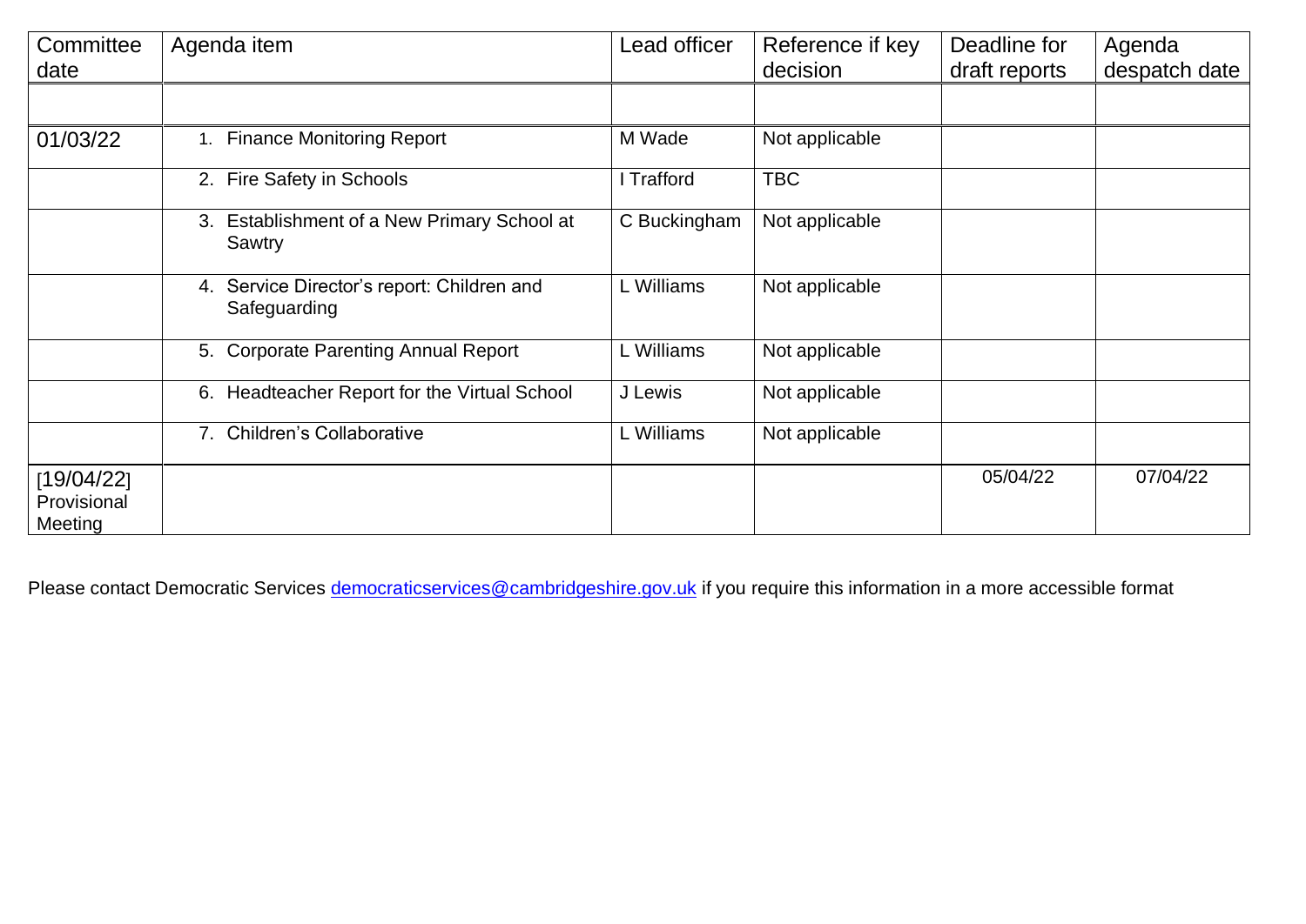| Committee date | Agenda item | Lead officer | Reference if key decision | Deadline for draft reports | Agenda despatch date |
|---|---|---|---|---|---|
| | | | | | |
| 01/03/22 | 1. Finance Monitoring Report | M Wade | Not applicable | | |
| | 2. Fire Safety in Schools | I Trafford | TBC | | |
| | 3. Establishment of a New Primary School at Sawtry | C Buckingham | Not applicable | | |
| | 4. Service Director's report: Children and Safeguarding | L Williams | Not applicable | | |
| | 5. Corporate Parenting Annual Report | L Williams | Not applicable | | |
| | 6. Headteacher Report for the Virtual School | J Lewis | Not applicable | | |
| | 7. Children's Collaborative | L Williams | Not applicable | | |
| [19/04/22] Provisional Meeting | | | | 05/04/22 | 07/04/22 |

Please contact Democratic Services democraticservices@cambridgeshire.gov.uk if you require this information in a more accessible format